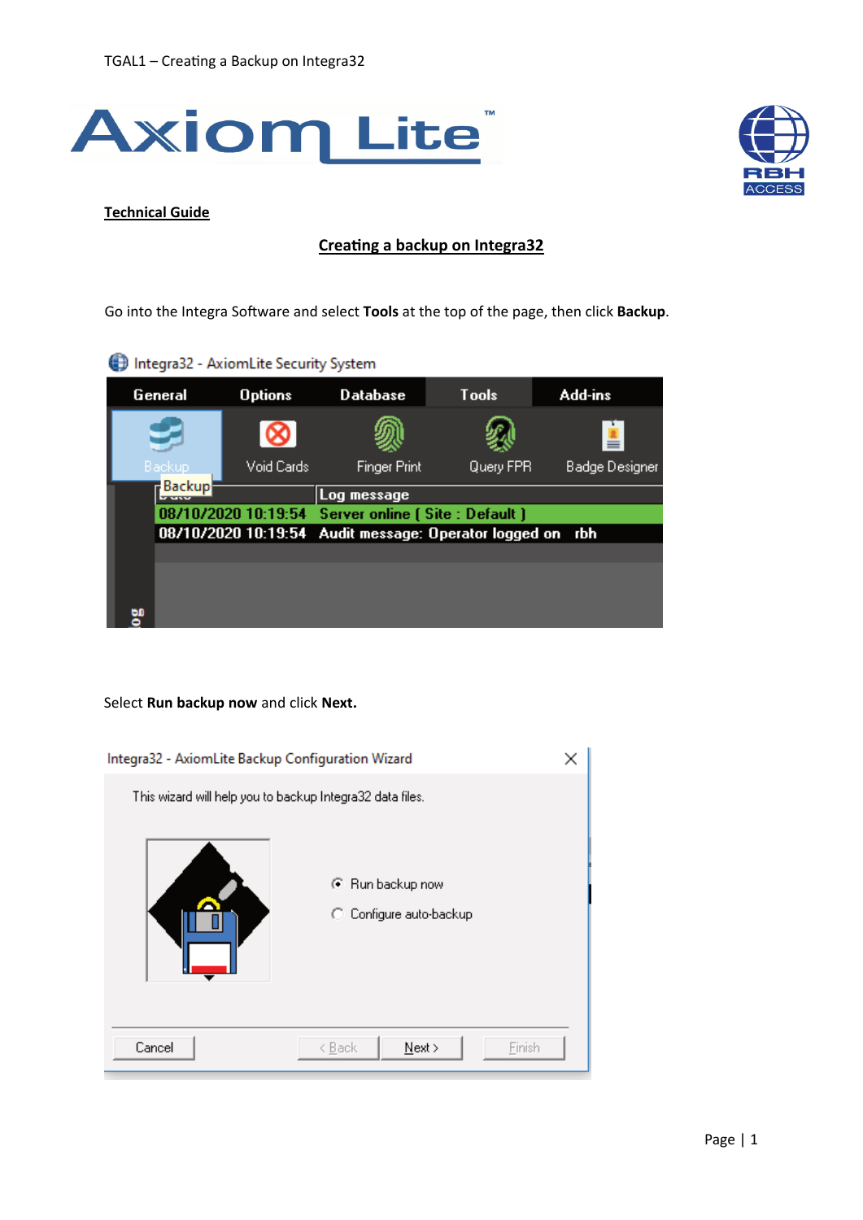**Technical Guide**

# Creating a backup on Integra32

Go into the Integra Software and select **Tools** at the top of the page, then click **Backup**.

Select **Run backup now** and click **Next.**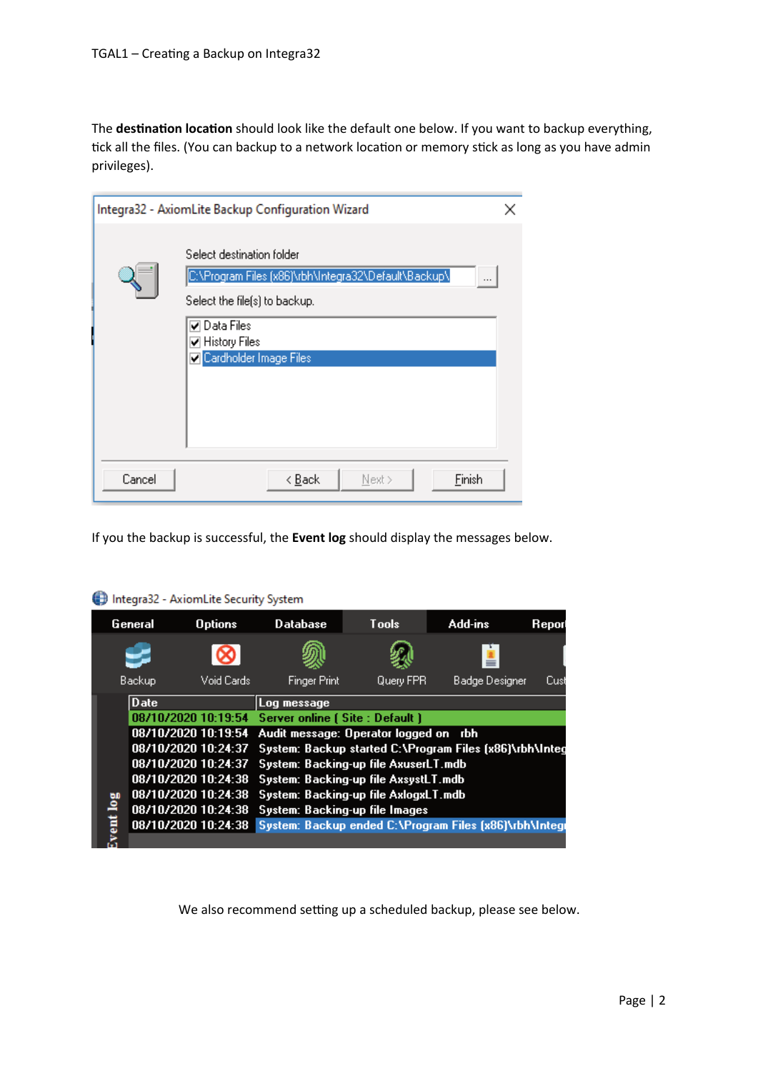The **destination location** should look like the default one below. If you want to backup everything, tick all the files. (You can backup to a network location or memory stick as long as you have admin privileges).

If you the backup is successful, the **Event log** should display the messages below.

We also recommend setting up a scheduled backup, please see below.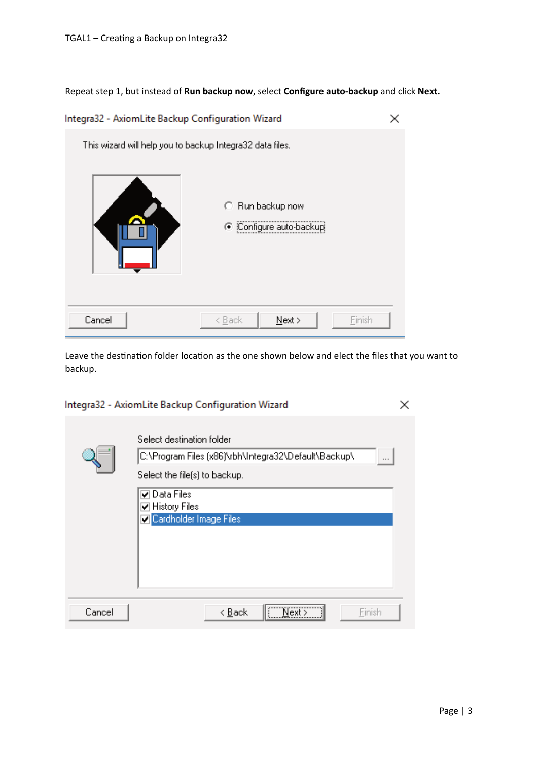Repeat step 1, but instead of **Run backup now**, select **Configure auto-backup** and click **Next.**

Leave the destination folder location as the one shown below and elect the files that you want to backup.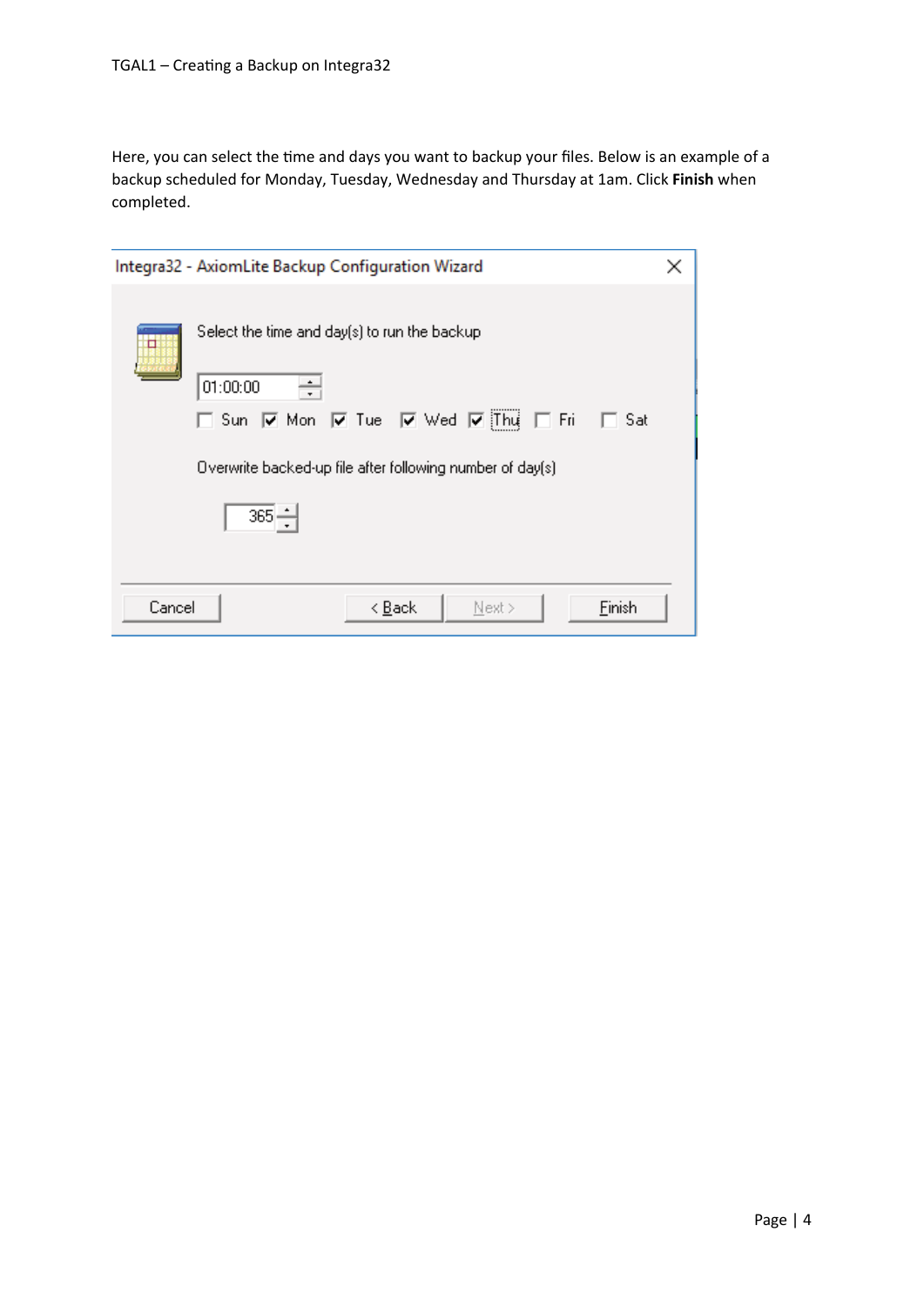Here, you can select the time and days you want to backup your files. Below is an example of a backup scheduled for Monday, Tuesday, Wednesday and Thursday at 1am. Click **Finish** when completed.

Integra32 - AxiomLite Backup Configuration Wizard

Select the time and day(s) to run the backup

01:00:00

Sun Mon Tue Wed Thu Fri Sat

Overwrite backed-up file after following number of day(s)

365

Cancel < Back Next > Finish